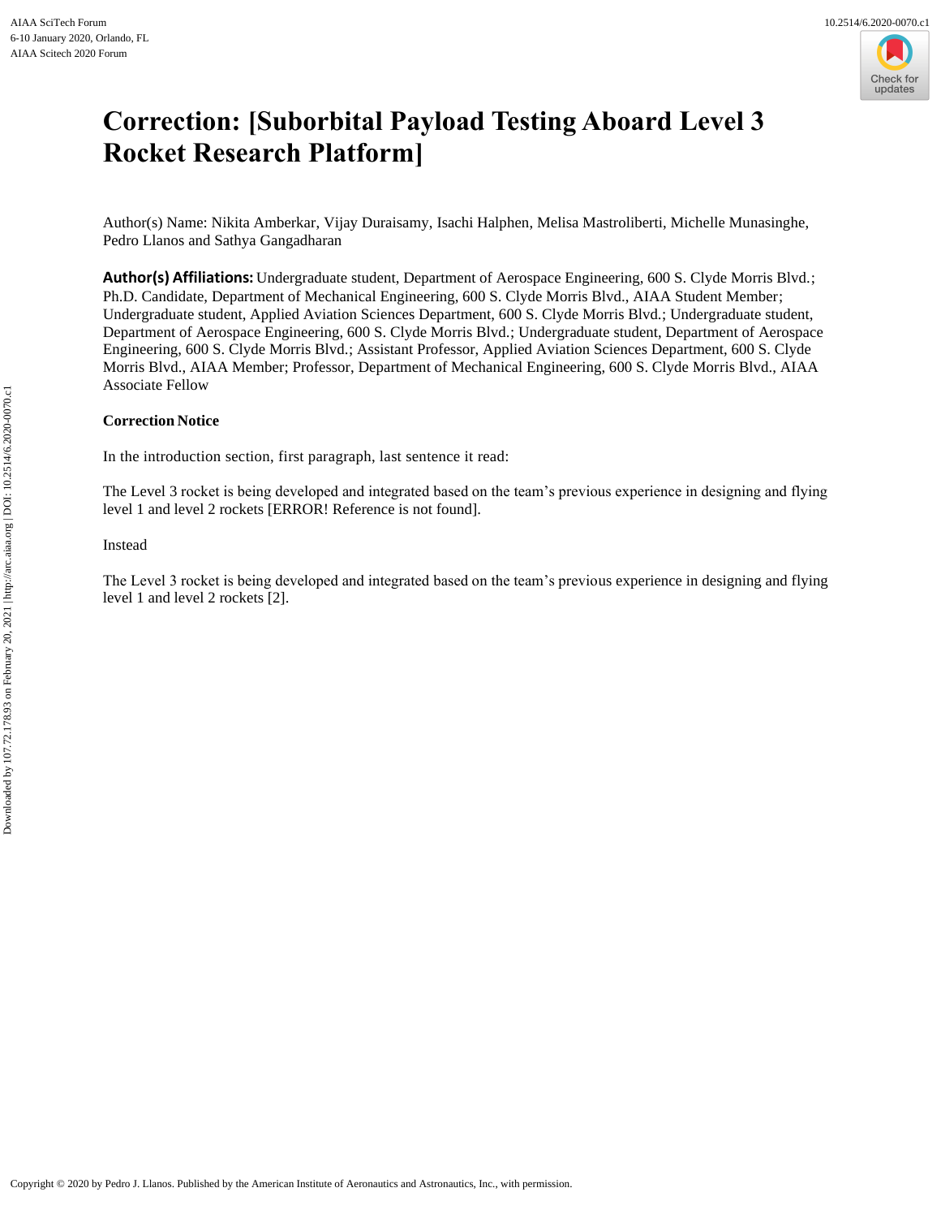# Correction: [Suborbital Payload Testing Aboard Level 3 Rocket Research Platform]

Author(s) Name: Nikita Amberkar, Vijay Duraisamy, Isachi Halphen, Melisa Mastroliberti, Michelle Munasinghe, Pedro Llanos and Sathya Gangadharan

**Author(s) Affiliations:** Undergraduate student, Department of Aerospace Engineering, 600 S. Clyde Morris Blvd.; Ph.D. Candidate, Department of Mechanical Engineering, 600 S. Clyde Morris Blvd., AIAA Student Member; Undergraduate student, Applied Aviation Sciences Department, 600 S. Clyde Morris Blvd.; Undergraduate student, Department of Aerospace Engineering, 600 S. Clyde Morris Blvd.; Undergraduate student, Department of Aerospace Engineering, 600 S. Clyde Morris Blvd.; Assistant Professor, Applied Aviation Sciences Department, 600 S. Clyde Morris Blvd., AIAA Member; Professor, Department of Mechanical Engineering, 600 S. Clyde Morris Blvd., AIAA Associate Fellow

**Correction Notice**

In the introduction section, first paragraph, last sentence it read:

The Level 3 rocket is being developed and integrated based on the team's previous experience in designing and flying level 1 and level 2 rockets [ERROR! Reference is not found].

Instead

The Level 3 rocket is being developed and integrated based on the team's previous experience in designing and flying level 1 and level 2 rockets [2].

Copyright © 2020 by Pedro J. Llanos. Published by the American Institute of Aeronautics and Astronautics, Inc., with permission.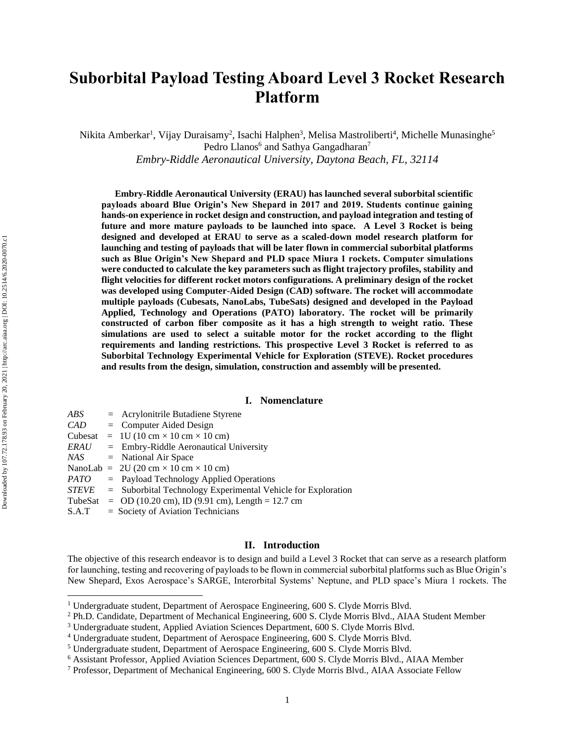# Suborbital Payload Testing Aboard Level 3 Rocket Research Platform

Nikita Amberkar[1], Vijay Duraisamy[2], Isachi Halphen[3], Melisa Mastroliberti[4], Michelle Munasinghe[5]
Pedro Llanos[6] and Sathya Gangadharan[7]
*Embry-Riddle Aeronautical University, Daytona Beach, FL, 32114*

**Embry-Riddle Aeronautical University (ERAU) has launched several suborbital scientific payloads aboard Blue Origin's New Shepard in 2017 and 2019. Students continue gaining hands-on experience in rocket design and construction, and payload integration and testing of future and more mature payloads to be launched into space. A Level 3 Rocket is being designed and developed at ERAU to serve as a scaled-down model research platform for launching and testing of payloads that will be later flown in commercial suborbital platforms such as Blue Origin's New Shepard and PLD space Miura 1 rockets. Computer simulations were conducted to calculate the key parameters such as flight trajectory profiles, stability and flight velocities for different rocket motors configurations. A preliminary design of the rocket was developed using Computer-Aided Design (CAD) software. The rocket will accommodate multiple payloads (Cubesats, NanoLabs, TubeSats) designed and developed in the Payload Applied, Technology and Operations (PATO) laboratory. The rocket will be primarily constructed of carbon fiber composite as it has a high strength to weight ratio. These simulations are used to select a suitable motor for the rocket according to the flight requirements and landing restrictions. This prospective Level 3 Rocket is referred to as Suborbital Technology Experimental Vehicle for Exploration (STEVE). Rocket procedures and results from the design, simulation, construction and assembly will be presented.**

## I. Nomenclature

*ABS* = Acrylonitrile Butadiene Styrene
*CAD* = Computer Aided Design
Cubesat = 1U (10 cm × 10 cm × 10 cm)
*ERAU* = Embry-Riddle Aeronautical University
*NAS* = National Air Space
NanoLab = 2U (20 cm × 10 cm × 10 cm)
*PATO* = Payload Technology Applied Operations
*STEVE* = Suborbital Technology Experimental Vehicle for Exploration
TubeSat = OD (10.20 cm), ID (9.91 cm), Length = 12.7 cm
S.A.T = Society of Aviation Technicians

## II. Introduction

The objective of this research endeavor is to design and build a Level 3 Rocket that can serve as a research platform for launching, testing and recovering of payloads to be flown in commercial suborbital platforms such as Blue Origin's New Shepard, Exos Aerospace's SARGE, Interorbital Systems' Neptune, and PLD space's Miura 1 rockets. The

[1] Undergraduate student, Department of Aerospace Engineering, 600 S. Clyde Morris Blvd.
[2] Ph.D. Candidate, Department of Mechanical Engineering, 600 S. Clyde Morris Blvd., AIAA Student Member
[3] Undergraduate student, Applied Aviation Sciences Department, 600 S. Clyde Morris Blvd.
[4] Undergraduate student, Department of Aerospace Engineering, 600 S. Clyde Morris Blvd.
[5] Undergraduate student, Department of Aerospace Engineering, 600 S. Clyde Morris Blvd.
[6] Assistant Professor, Applied Aviation Sciences Department, 600 S. Clyde Morris Blvd., AIAA Member
[7] Professor, Department of Mechanical Engineering, 600 S. Clyde Morris Blvd., AIAA Associate Fellow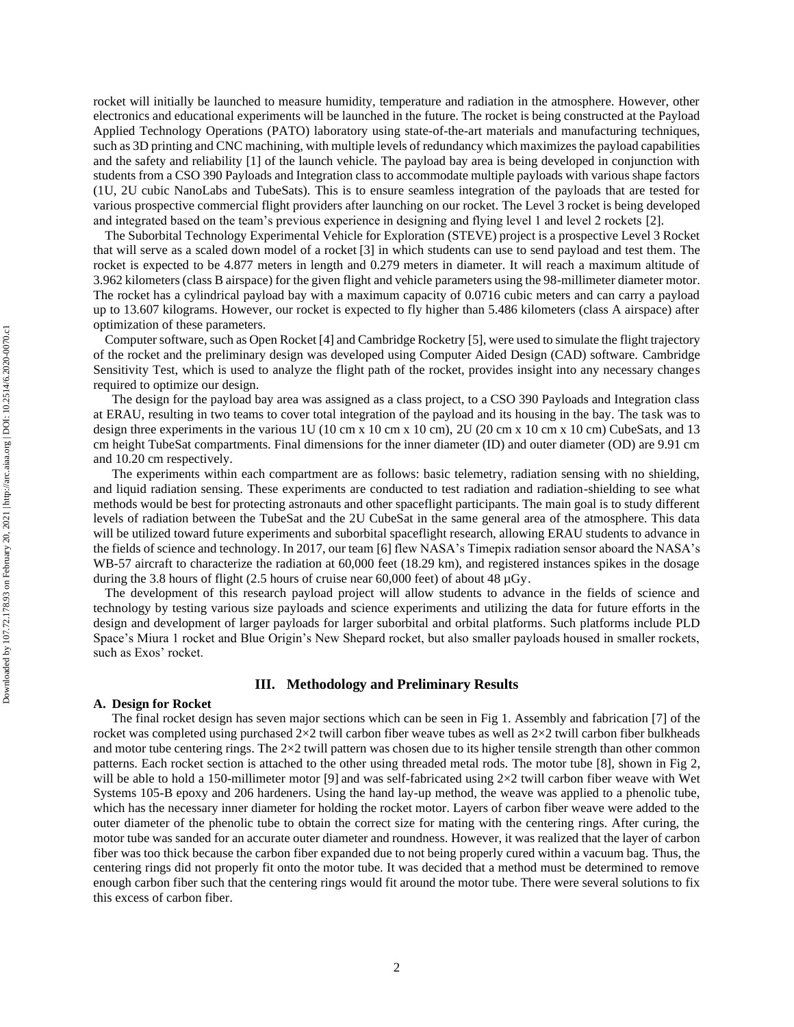rocket will initially be launched to measure humidity, temperature and radiation in the atmosphere. However, other electronics and educational experiments will be launched in the future. The rocket is being constructed at the Payload Applied Technology Operations (PATO) laboratory using state-of-the-art materials and manufacturing techniques, such as 3D printing and CNC machining, with multiple levels of redundancy which maximizes the payload capabilities and the safety and reliability [1] of the launch vehicle. The payload bay area is being developed in conjunction with students from a CSO 390 Payloads and Integration class to accommodate multiple payloads with various shape factors (1U, 2U cubic NanoLabs and TubeSats). This is to ensure seamless integration of the payloads that are tested for various prospective commercial flight providers after launching on our rocket. The Level 3 rocket is being developed and integrated based on the team's previous experience in designing and flying level 1 and level 2 rockets [2].

The Suborbital Technology Experimental Vehicle for Exploration (STEVE) project is a prospective Level 3 Rocket that will serve as a scaled down model of a rocket [3] in which students can use to send payload and test them. The rocket is expected to be 4.877 meters in length and 0.279 meters in diameter. It will reach a maximum altitude of 3.962 kilometers (class B airspace) for the given flight and vehicle parameters using the 98-millimeter diameter motor. The rocket has a cylindrical payload bay with a maximum capacity of 0.0716 cubic meters and can carry a payload up to 13.607 kilograms. However, our rocket is expected to fly higher than 5.486 kilometers (class A airspace) after optimization of these parameters.

Computer software, such as Open Rocket [4] and Cambridge Rocketry [5], were used to simulate the flight trajectory of the rocket and the preliminary design was developed using Computer Aided Design (CAD) software. Cambridge Sensitivity Test, which is used to analyze the flight path of the rocket, provides insight into any necessary changes required to optimize our design.

The design for the payload bay area was assigned as a class project, to a CSO 390 Payloads and Integration class at ERAU, resulting in two teams to cover total integration of the payload and its housing in the bay. The task was to design three experiments in the various 1U (10 cm x 10 cm x 10 cm), 2U (20 cm x 10 cm x 10 cm) CubeSats, and 13 cm height TubeSat compartments. Final dimensions for the inner diameter (ID) and outer diameter (OD) are 9.91 cm and 10.20 cm respectively.

The experiments within each compartment are as follows: basic telemetry, radiation sensing with no shielding, and liquid radiation sensing. These experiments are conducted to test radiation and radiation-shielding to see what methods would be best for protecting astronauts and other spaceflight participants. The main goal is to study different levels of radiation between the TubeSat and the 2U CubeSat in the same general area of the atmosphere. This data will be utilized toward future experiments and suborbital spaceflight research, allowing ERAU students to advance in the fields of science and technology. In 2017, our team [6] flew NASA's Timepix radiation sensor aboard the NASA's WB-57 aircraft to characterize the radiation at 60,000 feet (18.29 km), and registered instances spikes in the dosage during the 3.8 hours of flight (2.5 hours of cruise near 60,000 feet) of about 48 µGy.

The development of this research payload project will allow students to advance in the fields of science and technology by testing various size payloads and science experiments and utilizing the data for future efforts in the design and development of larger payloads for larger suborbital and orbital platforms. Such platforms include PLD Space's Miura 1 rocket and Blue Origin's New Shepard rocket, but also smaller payloads housed in smaller rockets, such as Exos' rocket.

## III. Methodology and Preliminary Results

### A. Design for Rocket

The final rocket design has seven major sections which can be seen in Fig 1. Assembly and fabrication [7] of the rocket was completed using purchased 2×2 twill carbon fiber weave tubes as well as 2×2 twill carbon fiber bulkheads and motor tube centering rings. The 2×2 twill pattern was chosen due to its higher tensile strength than other common patterns. Each rocket section is attached to the other using threaded metal rods. The motor tube [8], shown in Fig 2, will be able to hold a 150-millimeter motor [9] and was self-fabricated using 2×2 twill carbon fiber weave with Wet Systems 105-B epoxy and 206 hardeners. Using the hand lay-up method, the weave was applied to a phenolic tube, which has the necessary inner diameter for holding the rocket motor. Layers of carbon fiber weave were added to the outer diameter of the phenolic tube to obtain the correct size for mating with the centering rings. After curing, the motor tube was sanded for an accurate outer diameter and roundness. However, it was realized that the layer of carbon fiber was too thick because the carbon fiber expanded due to not being properly cured within a vacuum bag. Thus, the centering rings did not properly fit onto the motor tube. It was decided that a method must be determined to remove enough carbon fiber such that the centering rings would fit around the motor tube. There were several solutions to fix this excess of carbon fiber.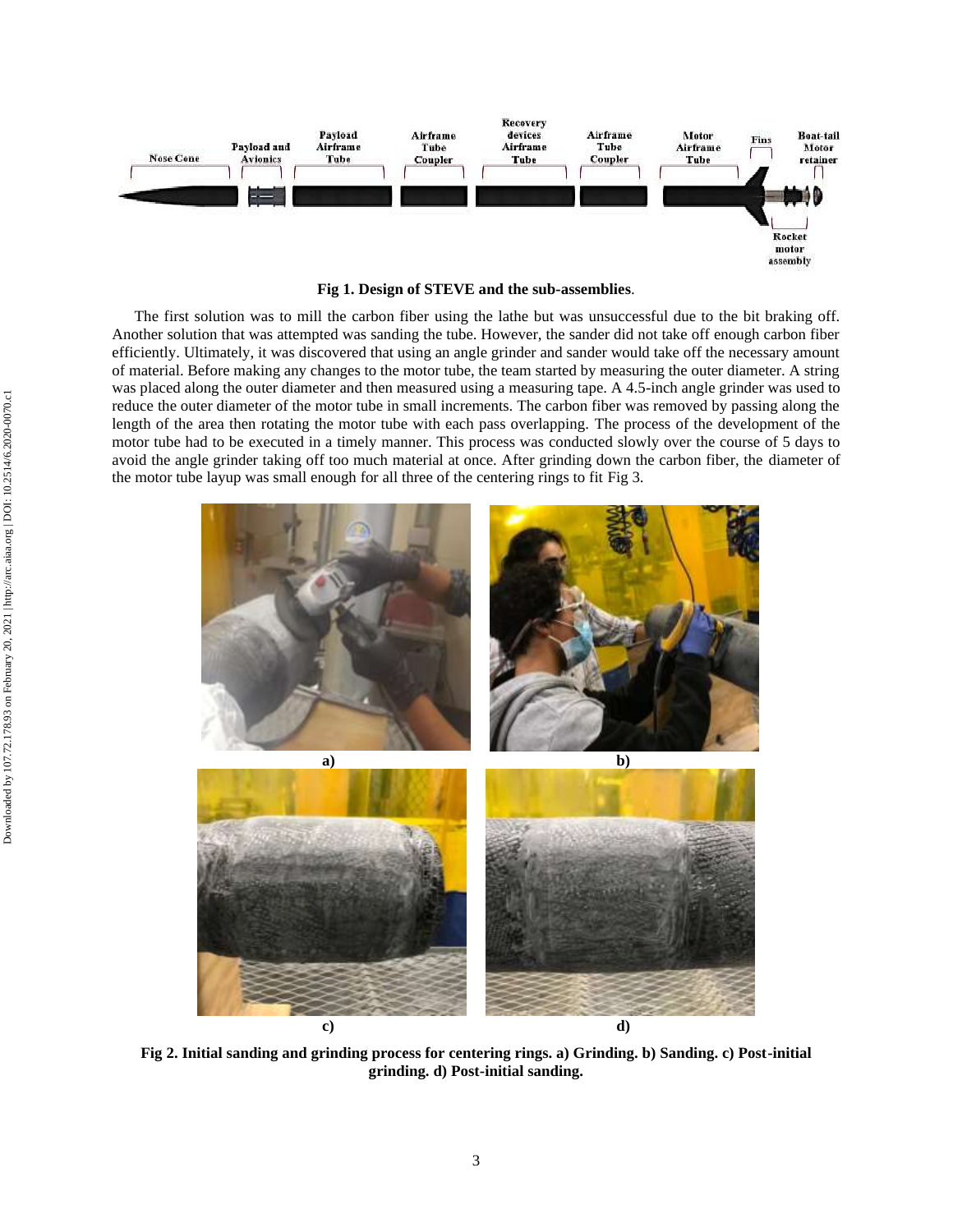Fig 1. Design of STEVE and the sub-assemblies.

The first solution was to mill the carbon fiber using the lathe but was unsuccessful due to the bit braking off. Another solution that was attempted was sanding the tube. However, the sander did not take off enough carbon fiber efficiently. Ultimately, it was discovered that using an angle grinder and sander would take off the necessary amount of material. Before making any changes to the motor tube, the team started by measuring the outer diameter. A string was placed along the outer diameter and then measured using a measuring tape. A 4.5-inch angle grinder was used to reduce the outer diameter of the motor tube in small increments. The carbon fiber was removed by passing along the length of the area then rotating the motor tube with each pass overlapping. The process of the development of the motor tube had to be executed in a timely manner. This process was conducted slowly over the course of 5 days to avoid the angle grinder taking off too much material at once. After grinding down the carbon fiber, the diameter of the motor tube layup was small enough for all three of the centering rings to fit Fig 3.

Fig 2. Initial sanding and grinding process for centering rings. a) Grinding. b) Sanding. c) Post-initial grinding. d) Post-initial sanding.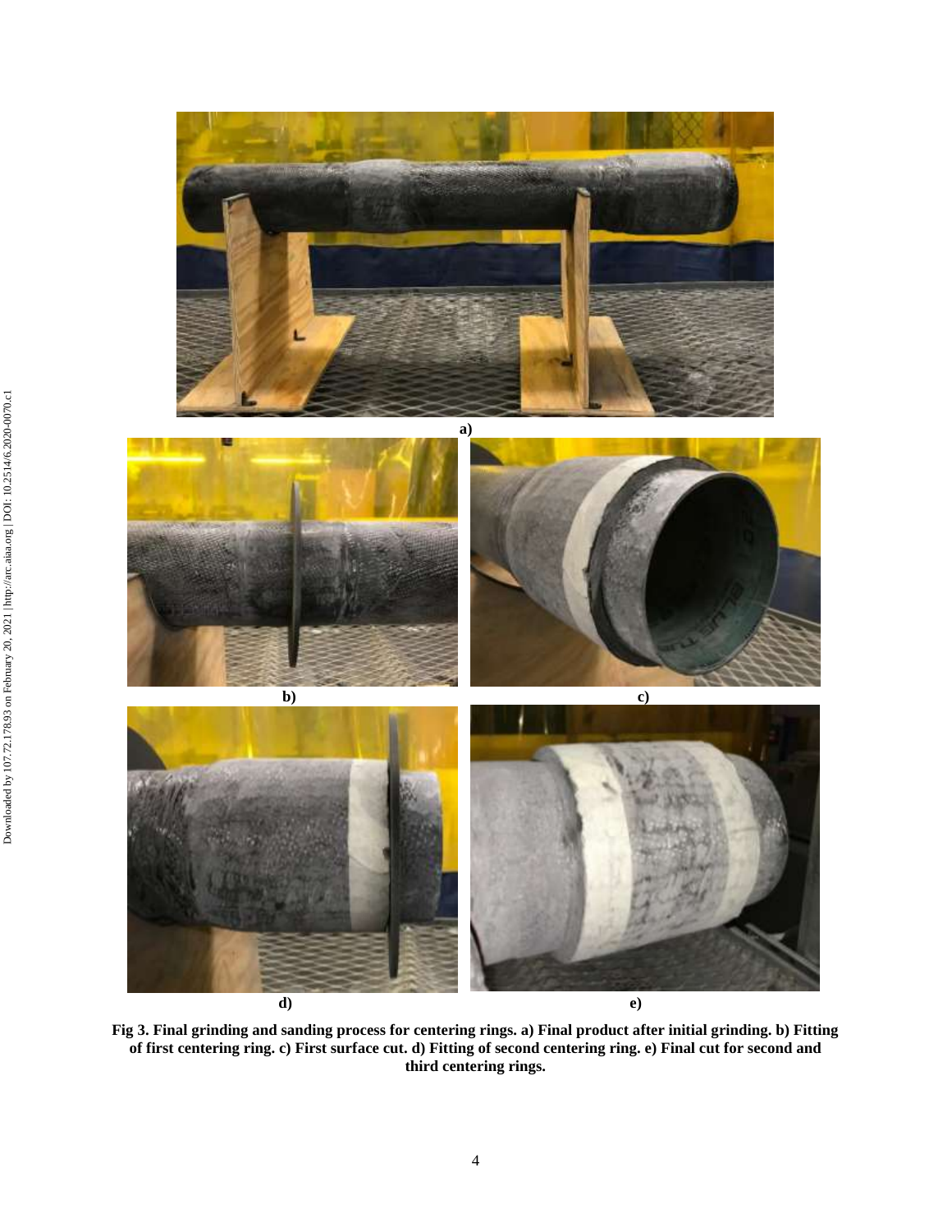a)

b)

c)

d)

e)

**Fig 3. Final grinding and sanding process for centering rings. a) Final product after initial grinding. b) Fitting of first centering ring. c) First surface cut. d) Fitting of second centering ring. e) Final cut for second and third centering rings.**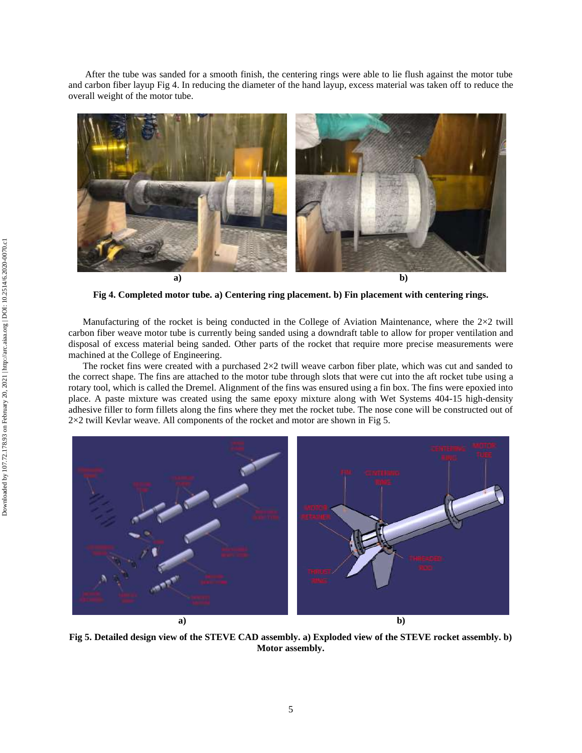After the tube was sanded for a smooth finish, the centering rings were able to lie flush against the motor tube and carbon fiber layup Fig 4. In reducing the diameter of the hand layup, excess material was taken off to reduce the overall weight of the motor tube.

**Fig 4. Completed motor tube. a) Centering ring placement. b) Fin placement with centering rings.**

Manufacturing of the rocket is being conducted in the College of Aviation Maintenance, where the 2×2 twill carbon fiber weave motor tube is currently being sanded using a downdraft table to allow for proper ventilation and disposal of excess material being sanded. Other parts of the rocket that require more precise measurements were machined at the College of Engineering.

The rocket fins were created with a purchased 2×2 twill weave carbon fiber plate, which was cut and sanded to the correct shape. The fins are attached to the motor tube through slots that were cut into the aft rocket tube using a rotary tool, which is called the Dremel. Alignment of the fins was ensured using a fin box. The fins were epoxied into place. A paste mixture was created using the same epoxy mixture along with Wet Systems 404-15 high-density adhesive filler to form fillets along the fins where they met the rocket tube. The nose cone will be constructed out of 2×2 twill Kevlar weave. All components of the rocket and motor are shown in Fig 5.

**Fig 5. Detailed design view of the STEVE CAD assembly. a) Exploded view of the STEVE rocket assembly. b) Motor assembly.**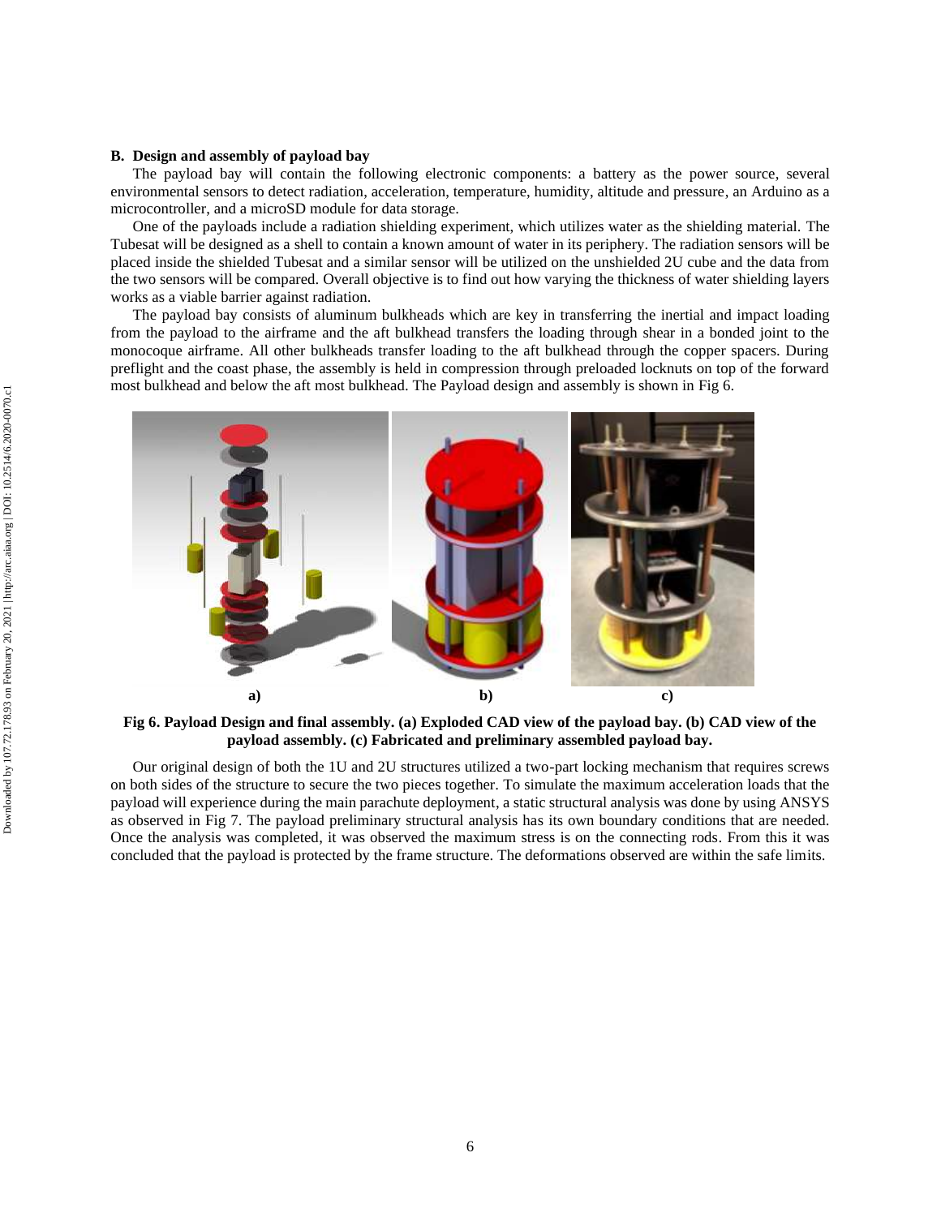### B. Design and assembly of payload bay

The payload bay will contain the following electronic components: a battery as the power source, several environmental sensors to detect radiation, acceleration, temperature, humidity, altitude and pressure, an Arduino as a microcontroller, and a microSD module for data storage.

One of the payloads include a radiation shielding experiment, which utilizes water as the shielding material. The Tubesat will be designed as a shell to contain a known amount of water in its periphery. The radiation sensors will be placed inside the shielded Tubesat and a similar sensor will be utilized on the unshielded 2U cube and the data from the two sensors will be compared. Overall objective is to find out how varying the thickness of water shielding layers works as a viable barrier against radiation.

The payload bay consists of aluminum bulkheads which are key in transferring the inertial and impact loading from the payload to the airframe and the aft bulkhead transfers the loading through shear in a bonded joint to the monocoque airframe. All other bulkheads transfer loading to the aft bulkhead through the copper spacers. During preflight and the coast phase, the assembly is held in compression through preloaded locknuts on top of the forward most bulkhead and below the aft most bulkhead. The Payload design and assembly is shown in Fig 6.

a) b) c)

**Fig 6. Payload Design and final assembly. (a) Exploded CAD view of the payload bay. (b) CAD view of the payload assembly. (c) Fabricated and preliminary assembled payload bay.**

Our original design of both the 1U and 2U structures utilized a two-part locking mechanism that requires screws on both sides of the structure to secure the two pieces together. To simulate the maximum acceleration loads that the payload will experience during the main parachute deployment, a static structural analysis was done by using ANSYS as observed in Fig 7. The payload preliminary structural analysis has its own boundary conditions that are needed. Once the analysis was completed, it was observed the maximum stress is on the connecting rods. From this it was concluded that the payload is protected by the frame structure. The deformations observed are within the safe limits.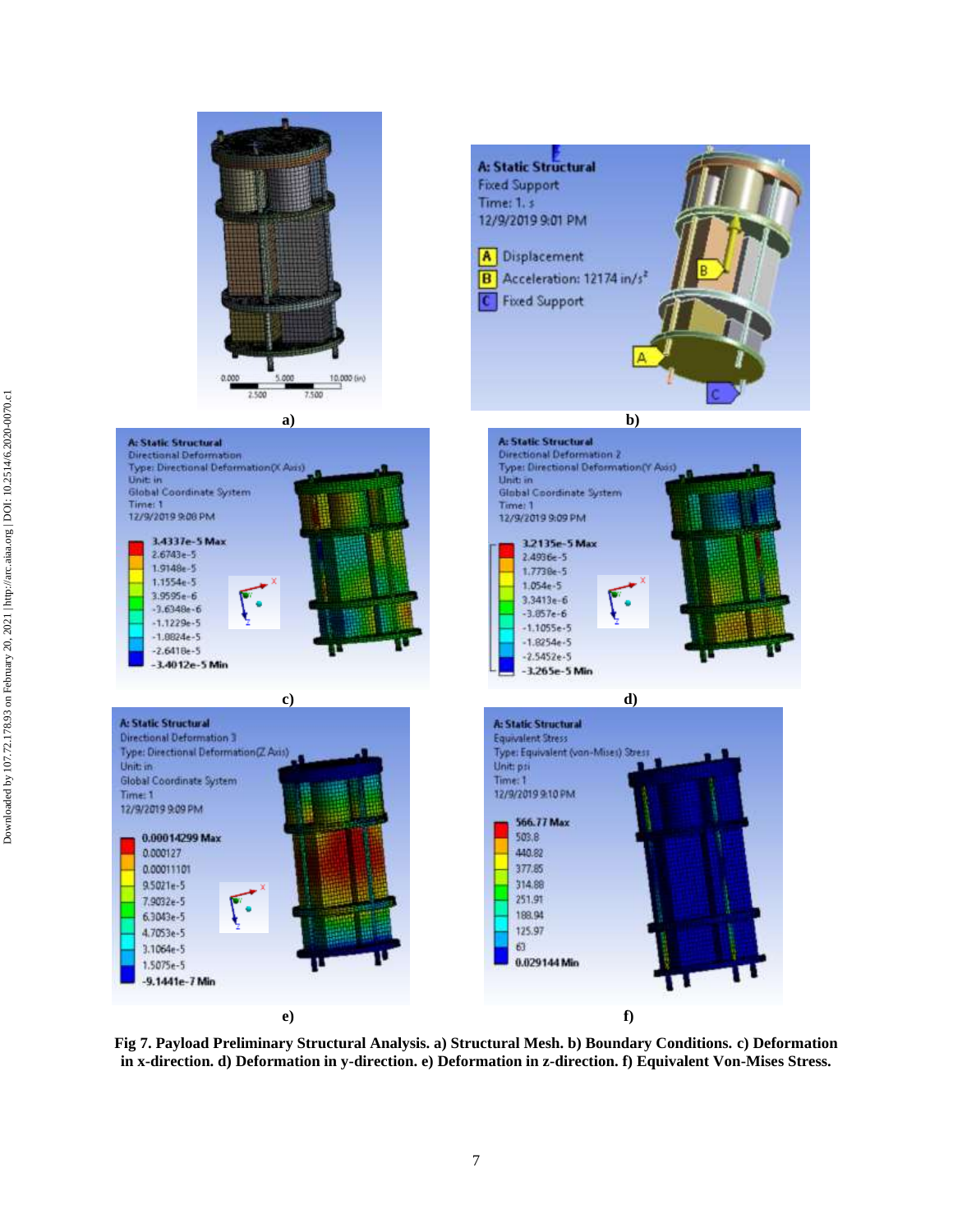a)

b)

c)

d)

e)

f)

**Fig 7. Payload Preliminary Structural Analysis. a) Structural Mesh. b) Boundary Conditions. c) Deformation in x-direction. d) Deformation in y-direction. e) Deformation in z-direction. f) Equivalent Von-Mises Stress.**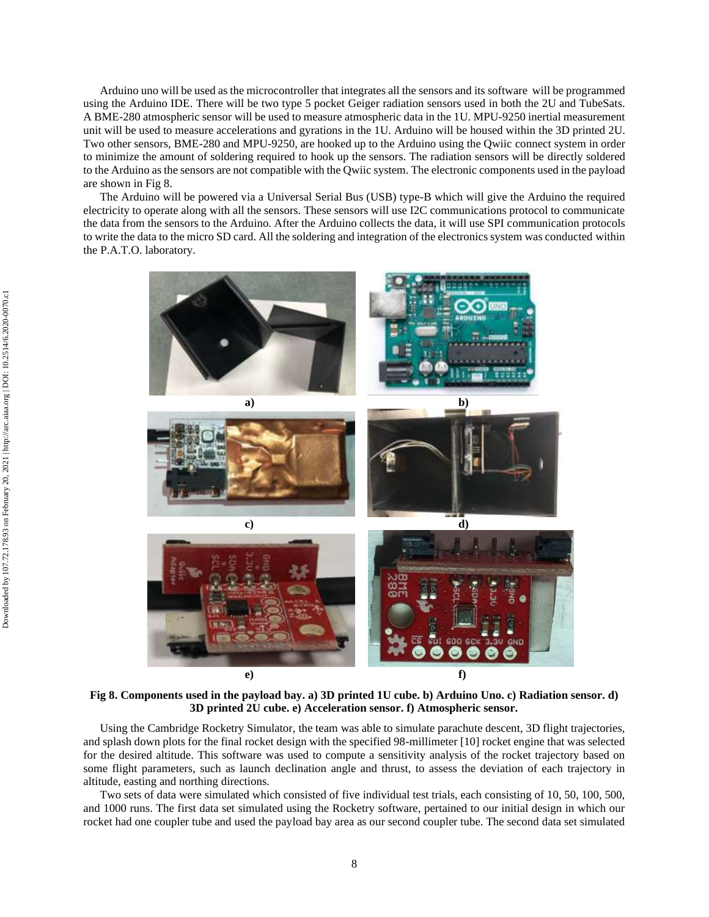Arduino uno will be used as the microcontroller that integrates all the sensors and its software will be programmed using the Arduino IDE. There will be two type 5 pocket Geiger radiation sensors used in both the 2U and TubeSats. A BME-280 atmospheric sensor will be used to measure atmospheric data in the 1U. MPU-9250 inertial measurement unit will be used to measure accelerations and gyrations in the 1U. Arduino will be housed within the 3D printed 2U. Two other sensors, BME-280 and MPU-9250, are hooked up to the Arduino using the Qwiic connect system in order to minimize the amount of soldering required to hook up the sensors. The radiation sensors will be directly soldered to the Arduino as the sensors are not compatible with the Qwiic system. The electronic components used in the payload are shown in Fig 8.

The Arduino will be powered via a Universal Serial Bus (USB) type-B which will give the Arduino the required electricity to operate along with all the sensors. These sensors will use I2C communications protocol to communicate the data from the sensors to the Arduino. After the Arduino collects the data, it will use SPI communication protocols to write the data to the micro SD card. All the soldering and integration of the electronics system was conducted within the P.A.T.O. laboratory.

**Fig 8. Components used in the payload bay. a) 3D printed 1U cube. b) Arduino Uno. c) Radiation sensor. d) 3D printed 2U cube. e) Acceleration sensor. f) Atmospheric sensor.**

Using the Cambridge Rocketry Simulator, the team was able to simulate parachute descent, 3D flight trajectories, and splash down plots for the final rocket design with the specified 98-millimeter [10] rocket engine that was selected for the desired altitude. This software was used to compute a sensitivity analysis of the rocket trajectory based on some flight parameters, such as launch declination angle and thrust, to assess the deviation of each trajectory in altitude, easting and northing directions.

Two sets of data were simulated which consisted of five individual test trials, each consisting of 10, 50, 100, 500, and 1000 runs. The first data set simulated using the Rocketry software, pertained to our initial design in which our rocket had one coupler tube and used the payload bay area as our second coupler tube. The second data set simulated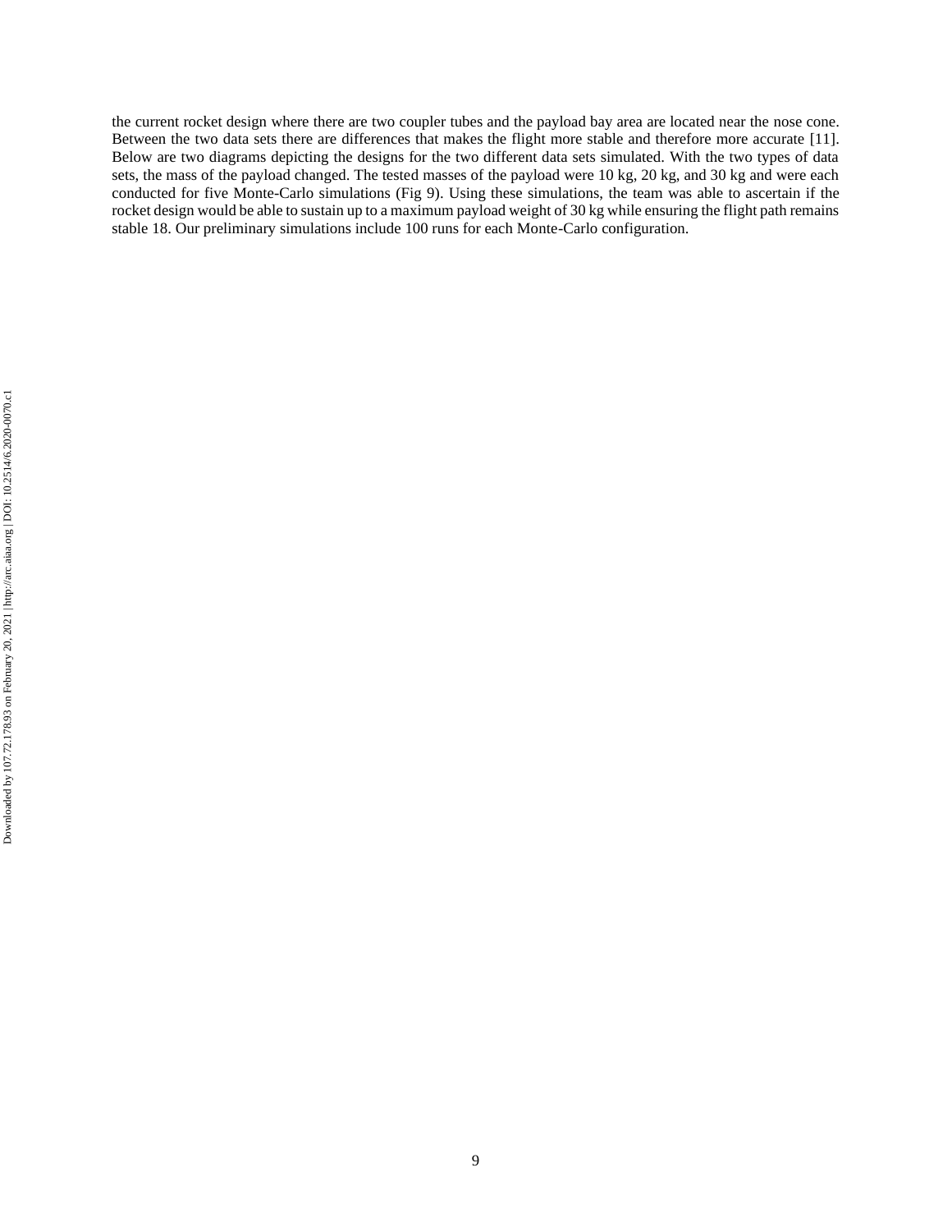the current rocket design where there are two coupler tubes and the payload bay area are located near the nose cone. Between the two data sets there are differences that makes the flight more stable and therefore more accurate [11]. Below are two diagrams depicting the designs for the two different data sets simulated. With the two types of data sets, the mass of the payload changed. The tested masses of the payload were 10 kg, 20 kg, and 30 kg and were each conducted for five Monte-Carlo simulations (Fig 9). Using these simulations, the team was able to ascertain if the rocket design would be able to sustain up to a maximum payload weight of 30 kg while ensuring the flight path remains stable 18. Our preliminary simulations include 100 runs for each Monte-Carlo configuration.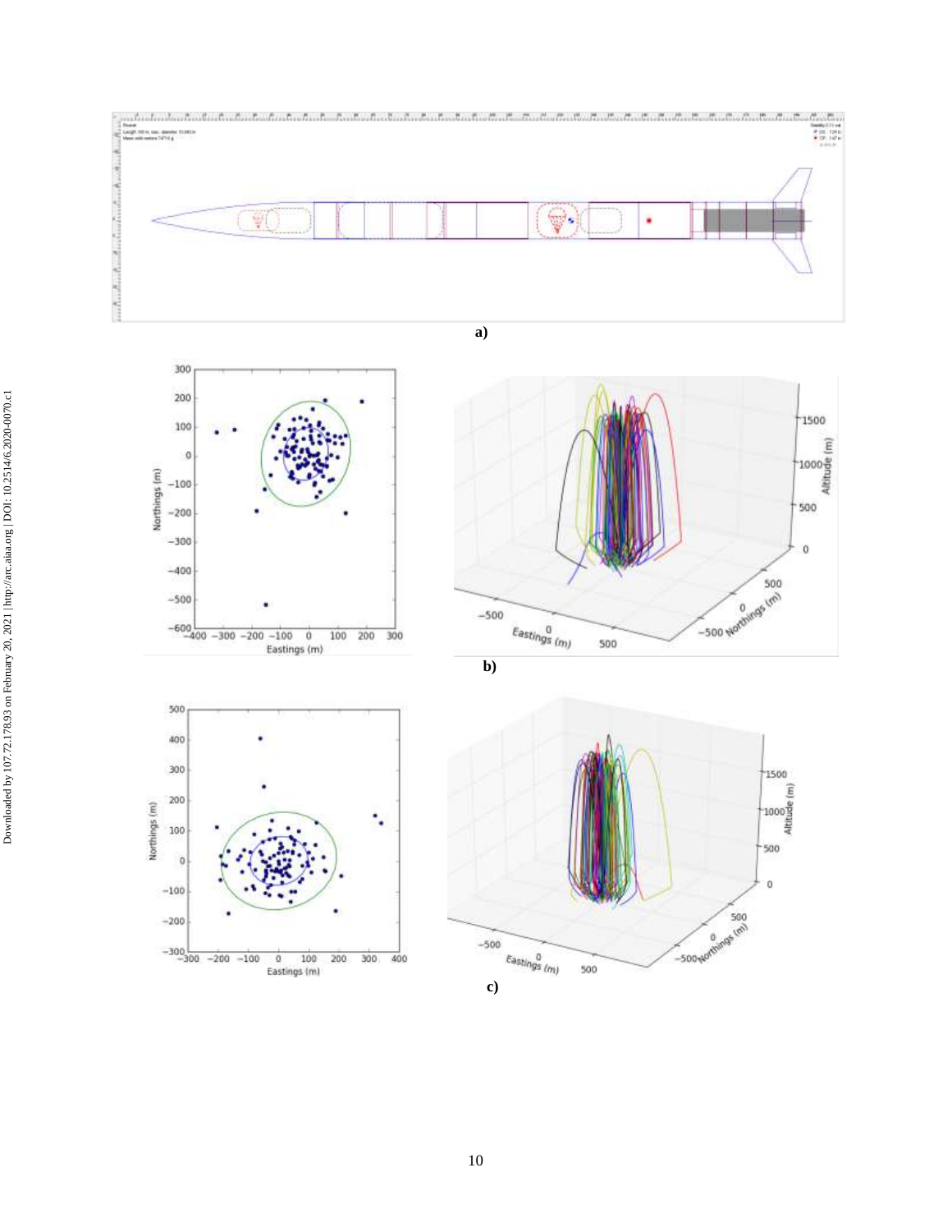a)

b)

c)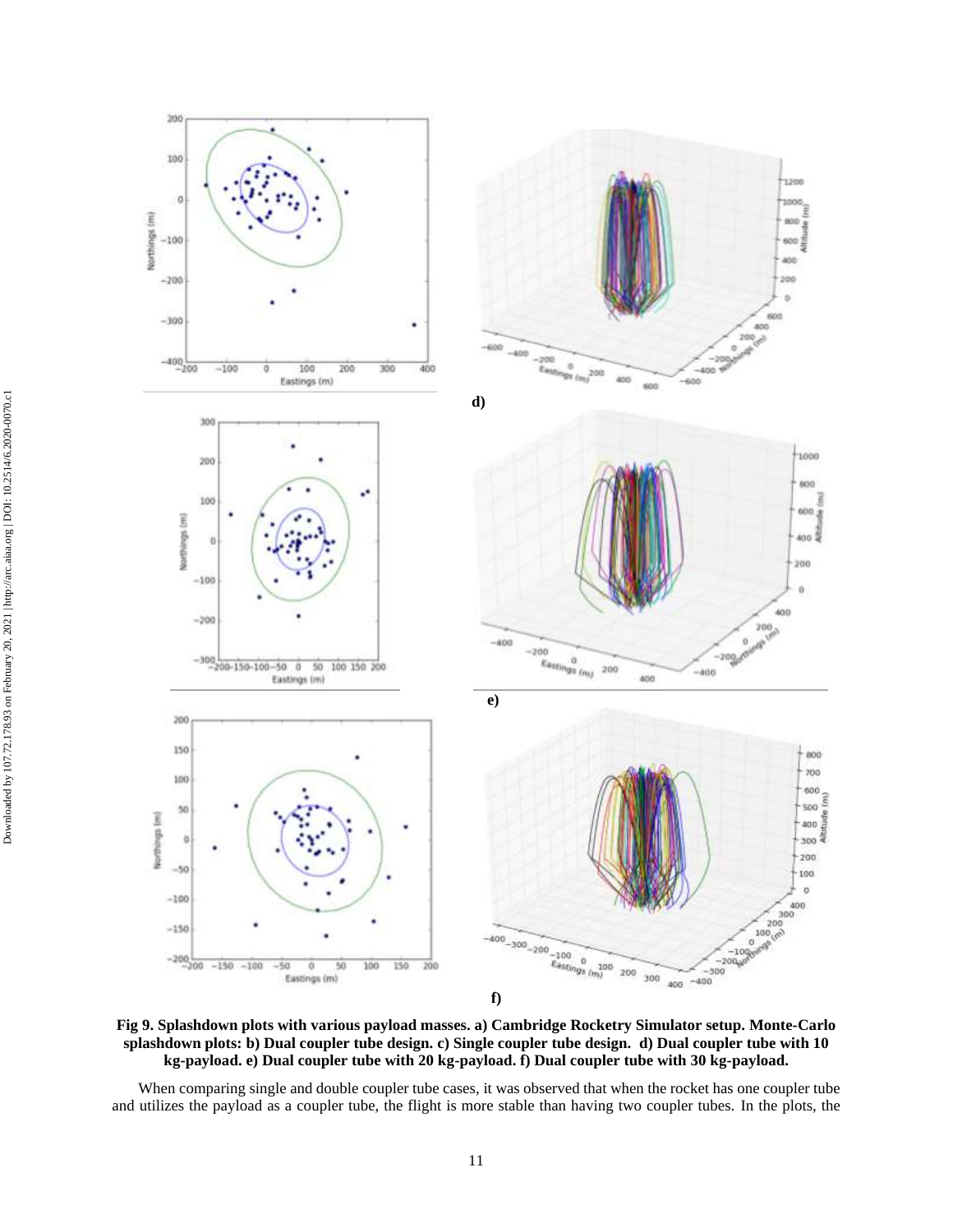**Fig 9. Splashdown plots with various payload masses. a) Cambridge Rocketry Simulator setup. Monte-Carlo splashdown plots: b) Dual coupler tube design. c) Single coupler tube design. d) Dual coupler tube with 10 kg-payload. e) Dual coupler tube with 20 kg-payload. f) Dual coupler tube with 30 kg-payload.**

When comparing single and double coupler tube cases, it was observed that when the rocket has one coupler tube and utilizes the payload as a coupler tube, the flight is more stable than having two coupler tubes. In the plots, the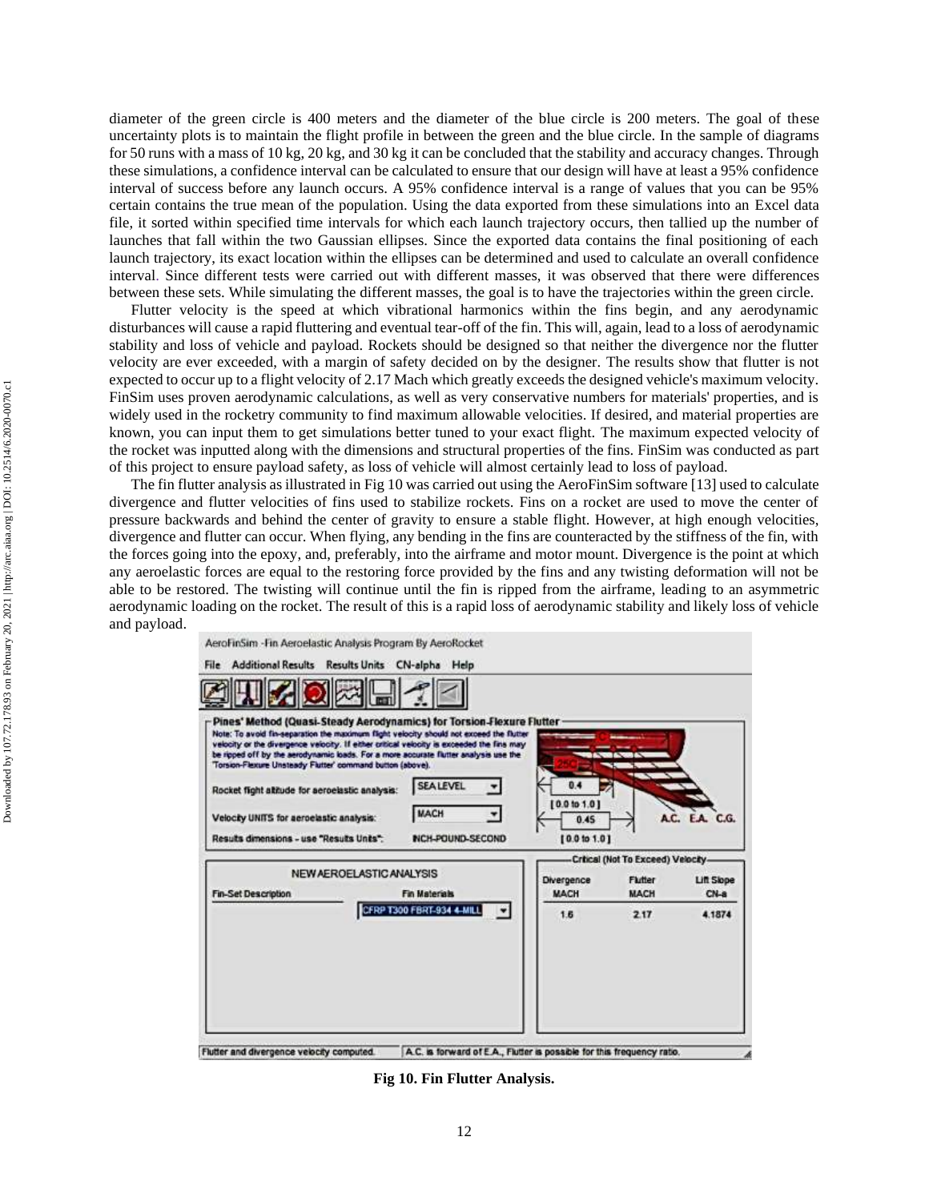diameter of the green circle is 400 meters and the diameter of the blue circle is 200 meters. The goal of these uncertainty plots is to maintain the flight profile in between the green and the blue circle. In the sample of diagrams for 50 runs with a mass of 10 kg, 20 kg, and 30 kg it can be concluded that the stability and accuracy changes. Through these simulations, a confidence interval can be calculated to ensure that our design will have at least a 95% confidence interval of success before any launch occurs. A 95% confidence interval is a range of values that you can be 95% certain contains the true mean of the population. Using the data exported from these simulations into an Excel data file, it sorted within specified time intervals for which each launch trajectory occurs, then tallied up the number of launches that fall within the two Gaussian ellipses. Since the exported data contains the final positioning of each launch trajectory, its exact location within the ellipses can be determined and used to calculate an overall confidence interval. Since different tests were carried out with different masses, it was observed that there were differences between these sets. While simulating the different masses, the goal is to have the trajectories within the green circle.

Flutter velocity is the speed at which vibrational harmonics within the fins begin, and any aerodynamic disturbances will cause a rapid fluttering and eventual tear-off of the fin. This will, again, lead to a loss of aerodynamic stability and loss of vehicle and payload. Rockets should be designed so that neither the divergence nor the flutter velocity are ever exceeded, with a margin of safety decided on by the designer. The results show that flutter is not expected to occur up to a flight velocity of 2.17 Mach which greatly exceeds the designed vehicle's maximum velocity. FinSim uses proven aerodynamic calculations, as well as very conservative numbers for materials' properties, and is widely used in the rocketry community to find maximum allowable velocities. If desired, and material properties are known, you can input them to get simulations better tuned to your exact flight. The maximum expected velocity of the rocket was inputted along with the dimensions and structural properties of the fins. FinSim was conducted as part of this project to ensure payload safety, as loss of vehicle will almost certainly lead to loss of payload.

The fin flutter analysis as illustrated in Fig 10 was carried out using the AeroFinSim software [13] used to calculate divergence and flutter velocities of fins used to stabilize rockets. Fins on a rocket are used to move the center of pressure backwards and behind the center of gravity to ensure a stable flight. However, at high enough velocities, divergence and flutter can occur. When flying, any bending in the fins are counteracted by the stiffness of the fin, with the forces going into the epoxy, and, preferably, into the airframe and motor mount. Divergence is the point at which any aeroelastic forces are equal to the restoring force provided by the fins and any twisting deformation will not be able to be restored. The twisting will continue until the fin is ripped from the airframe, leading to an asymmetric aerodynamic loading on the rocket. The result of this is a rapid loss of aerodynamic stability and likely loss of vehicle and payload.

**Fig 10. Fin Flutter Analysis.**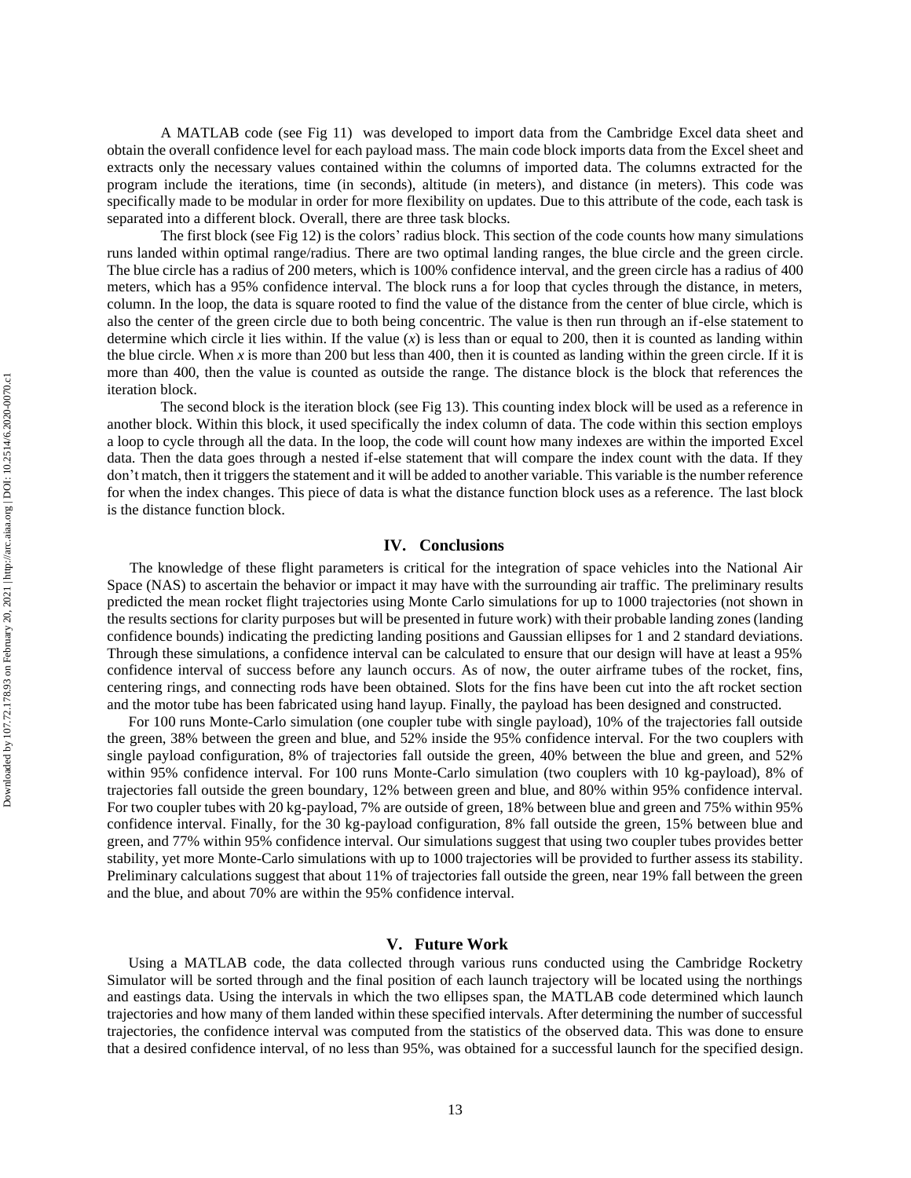A MATLAB code (see Fig 11) was developed to import data from the Cambridge Excel data sheet and obtain the overall confidence level for each payload mass. The main code block imports data from the Excel sheet and extracts only the necessary values contained within the columns of imported data. The columns extracted for the program include the iterations, time (in seconds), altitude (in meters), and distance (in meters). This code was specifically made to be modular in order for more flexibility on updates. Due to this attribute of the code, each task is separated into a different block. Overall, there are three task blocks.

The first block (see Fig 12) is the colors' radius block. This section of the code counts how many simulations runs landed within optimal range/radius. There are two optimal landing ranges, the blue circle and the green circle. The blue circle has a radius of 200 meters, which is 100% confidence interval, and the green circle has a radius of 400 meters, which has a 95% confidence interval. The block runs a for loop that cycles through the distance, in meters, column. In the loop, the data is square rooted to find the value of the distance from the center of blue circle, which is also the center of the green circle due to both being concentric. The value is then run through an if-else statement to determine which circle it lies within. If the value ($x$) is less than or equal to 200, then it is counted as landing within the blue circle. When $x$ is more than 200 but less than 400, then it is counted as landing within the green circle. If it is more than 400, then the value is counted as outside the range. The distance block is the block that references the iteration block.

The second block is the iteration block (see Fig 13). This counting index block will be used as a reference in another block. Within this block, it used specifically the index column of data. The code within this section employs a loop to cycle through all the data. In the loop, the code will count how many indexes are within the imported Excel data. Then the data goes through a nested if-else statement that will compare the index count with the data. If they don't match, then it triggers the statement and it will be added to another variable. This variable is the number reference for when the index changes. This piece of data is what the distance function block uses as a reference. The last block is the distance function block.

## IV. Conclusions

The knowledge of these flight parameters is critical for the integration of space vehicles into the National Air Space (NAS) to ascertain the behavior or impact it may have with the surrounding air traffic. The preliminary results predicted the mean rocket flight trajectories using Monte Carlo simulations for up to 1000 trajectories (not shown in the results sections for clarity purposes but will be presented in future work) with their probable landing zones (landing confidence bounds) indicating the predicting landing positions and Gaussian ellipses for 1 and 2 standard deviations. Through these simulations, a confidence interval can be calculated to ensure that our design will have at least a 95% confidence interval of success before any launch occurs. As of now, the outer airframe tubes of the rocket, fins, centering rings, and connecting rods have been obtained. Slots for the fins have been cut into the aft rocket section and the motor tube has been fabricated using hand layup. Finally, the payload has been designed and constructed.

For 100 runs Monte-Carlo simulation (one coupler tube with single payload), 10% of the trajectories fall outside the green, 38% between the green and blue, and 52% inside the 95% confidence interval. For the two couplers with single payload configuration, 8% of trajectories fall outside the green, 40% between the blue and green, and 52% within 95% confidence interval. For 100 runs Monte-Carlo simulation (two couplers with 10 kg-payload), 8% of trajectories fall outside the green boundary, 12% between green and blue, and 80% within 95% confidence interval. For two coupler tubes with 20 kg-payload, 7% are outside of green, 18% between blue and green and 75% within 95% confidence interval. Finally, for the 30 kg-payload configuration, 8% fall outside the green, 15% between blue and green, and 77% within 95% confidence interval. Our simulations suggest that using two coupler tubes provides better stability, yet more Monte-Carlo simulations with up to 1000 trajectories will be provided to further assess its stability. Preliminary calculations suggest that about 11% of trajectories fall outside the green, near 19% fall between the green and the blue, and about 70% are within the 95% confidence interval.

## V. Future Work

Using a MATLAB code, the data collected through various runs conducted using the Cambridge Rocketry Simulator will be sorted through and the final position of each launch trajectory will be located using the northings and eastings data. Using the intervals in which the two ellipses span, the MATLAB code determined which launch trajectories and how many of them landed within these specified intervals. After determining the number of successful trajectories, the confidence interval was computed from the statistics of the observed data. This was done to ensure that a desired confidence interval, of no less than 95%, was obtained for a successful launch for the specified design.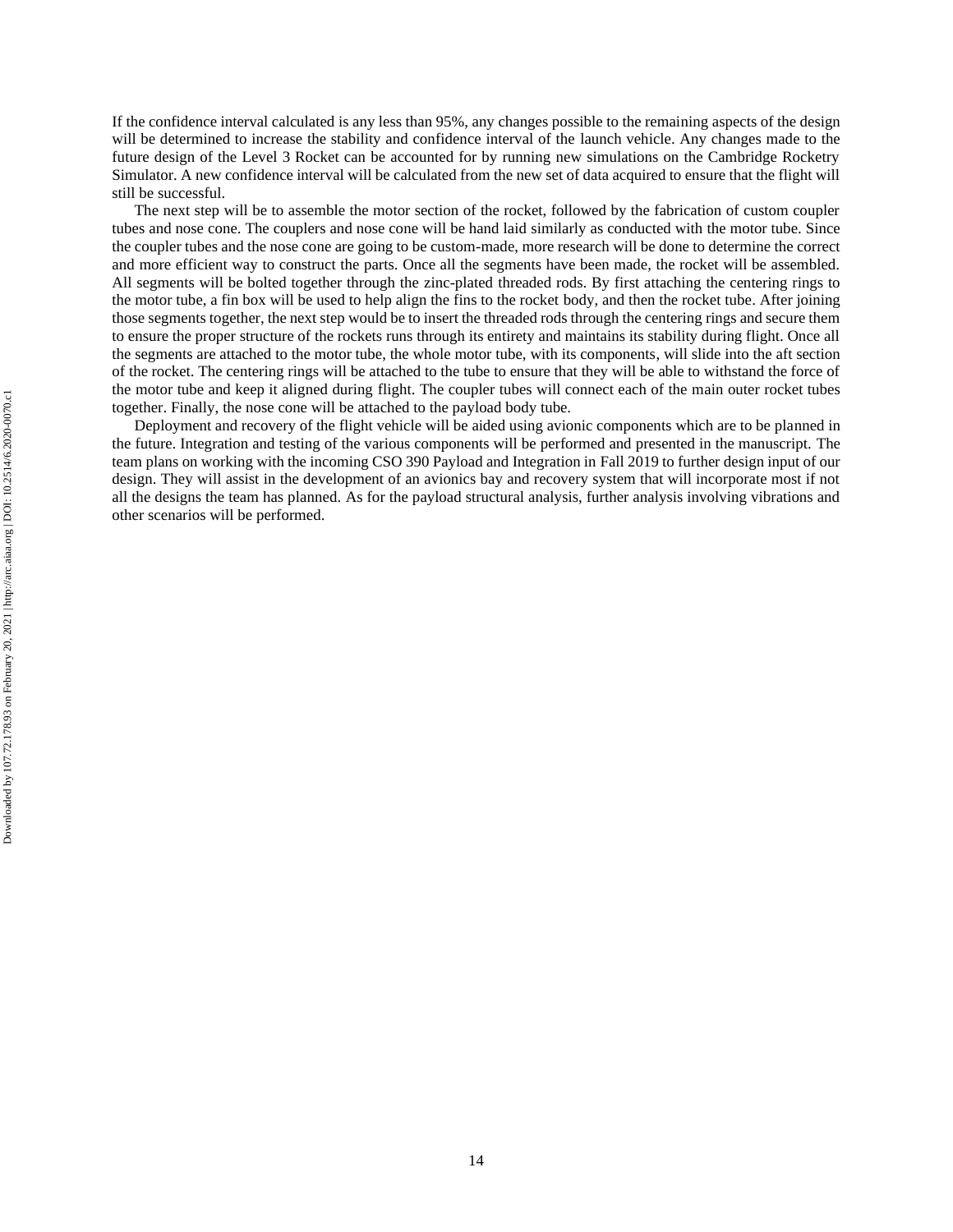If the confidence interval calculated is any less than 95%, any changes possible to the remaining aspects of the design will be determined to increase the stability and confidence interval of the launch vehicle. Any changes made to the future design of the Level 3 Rocket can be accounted for by running new simulations on the Cambridge Rocketry Simulator. A new confidence interval will be calculated from the new set of data acquired to ensure that the flight will still be successful.

The next step will be to assemble the motor section of the rocket, followed by the fabrication of custom coupler tubes and nose cone. The couplers and nose cone will be hand laid similarly as conducted with the motor tube. Since the coupler tubes and the nose cone are going to be custom-made, more research will be done to determine the correct and more efficient way to construct the parts. Once all the segments have been made, the rocket will be assembled. All segments will be bolted together through the zinc-plated threaded rods. By first attaching the centering rings to the motor tube, a fin box will be used to help align the fins to the rocket body, and then the rocket tube. After joining those segments together, the next step would be to insert the threaded rods through the centering rings and secure them to ensure the proper structure of the rockets runs through its entirety and maintains its stability during flight. Once all the segments are attached to the motor tube, the whole motor tube, with its components, will slide into the aft section of the rocket. The centering rings will be attached to the tube to ensure that they will be able to withstand the force of the motor tube and keep it aligned during flight. The coupler tubes will connect each of the main outer rocket tubes together. Finally, the nose cone will be attached to the payload body tube.

Deployment and recovery of the flight vehicle will be aided using avionic components which are to be planned in the future. Integration and testing of the various components will be performed and presented in the manuscript. The team plans on working with the incoming CSO 390 Payload and Integration in Fall 2019 to further design input of our design. They will assist in the development of an avionics bay and recovery system that will incorporate most if not all the designs the team has planned. As for the payload structural analysis, further analysis involving vibrations and other scenarios will be performed.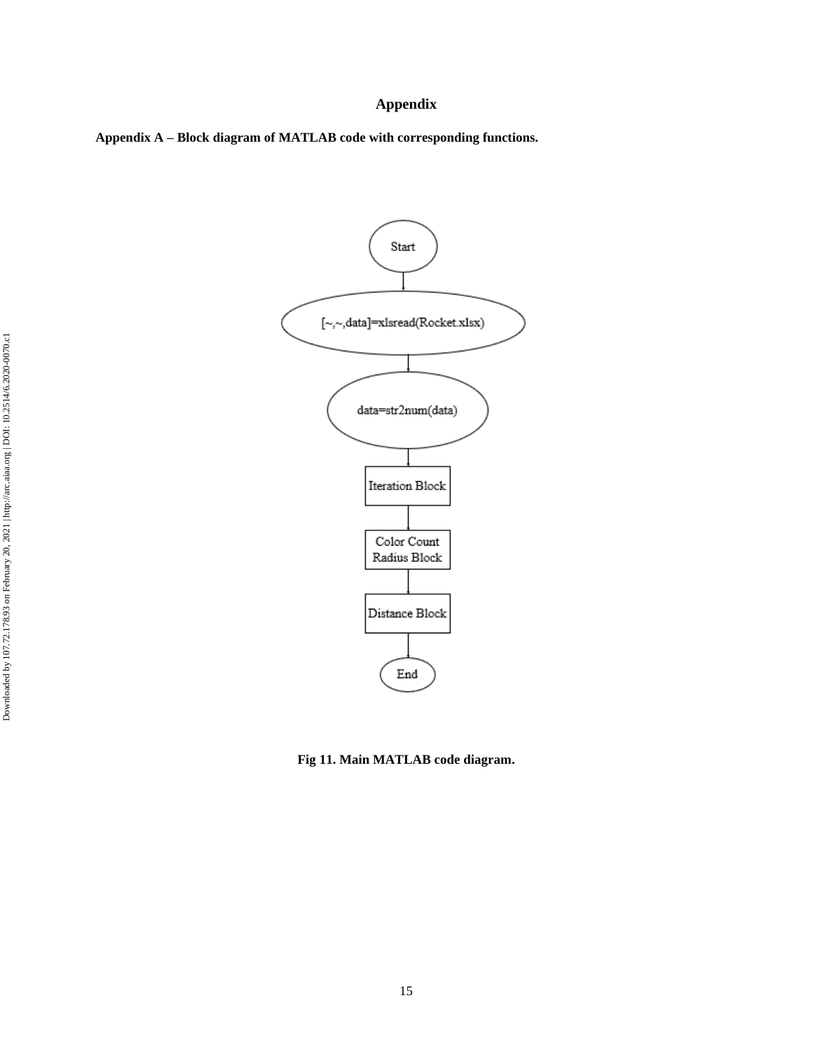# Appendix

**Appendix A – Block diagram of MATLAB code with corresponding functions.**

Start

[~,~,data]=xlsread(Rocket.xlsx)

data=str2num(data)

Iteration Block

Color Count Radius Block

Distance Block

End

**Fig 11. Main MATLAB code diagram.**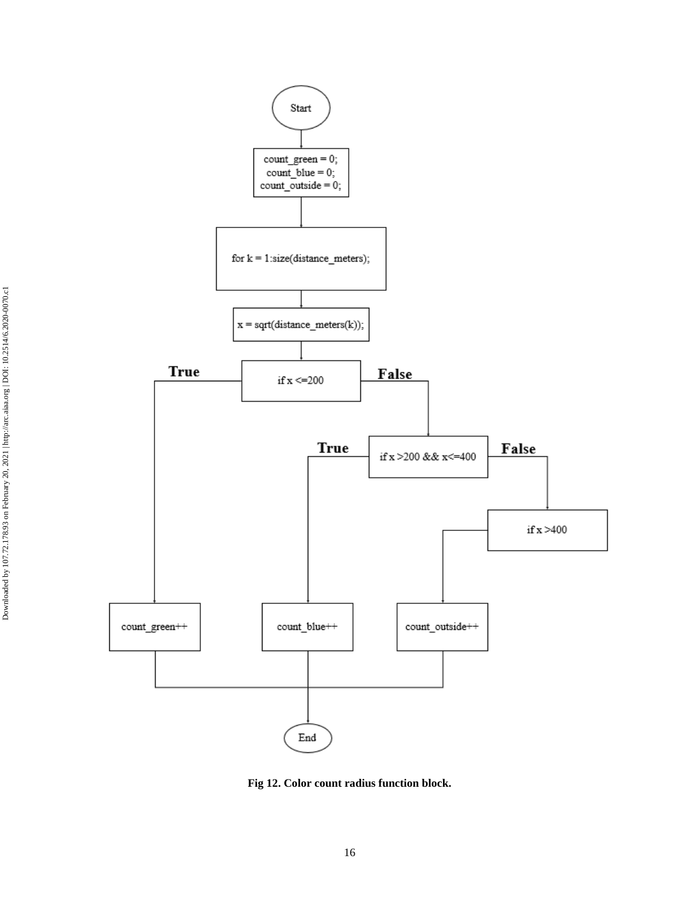Start

```
count_green = 0;
count_blue = 0;
count_outside = 0;
```

```
for k = 1:size(distance_meters);
```

```
x = sqrt(distance_meters(k));
```

```
if x <=200
```

**True** → `count_green++`

**False** →

```
if x >200 && x<=400
```

**True** → `count_blue++`

**False** →

```
if x >400
```

→ `count_outside++`

End

**Fig 12. Color count radius function block.**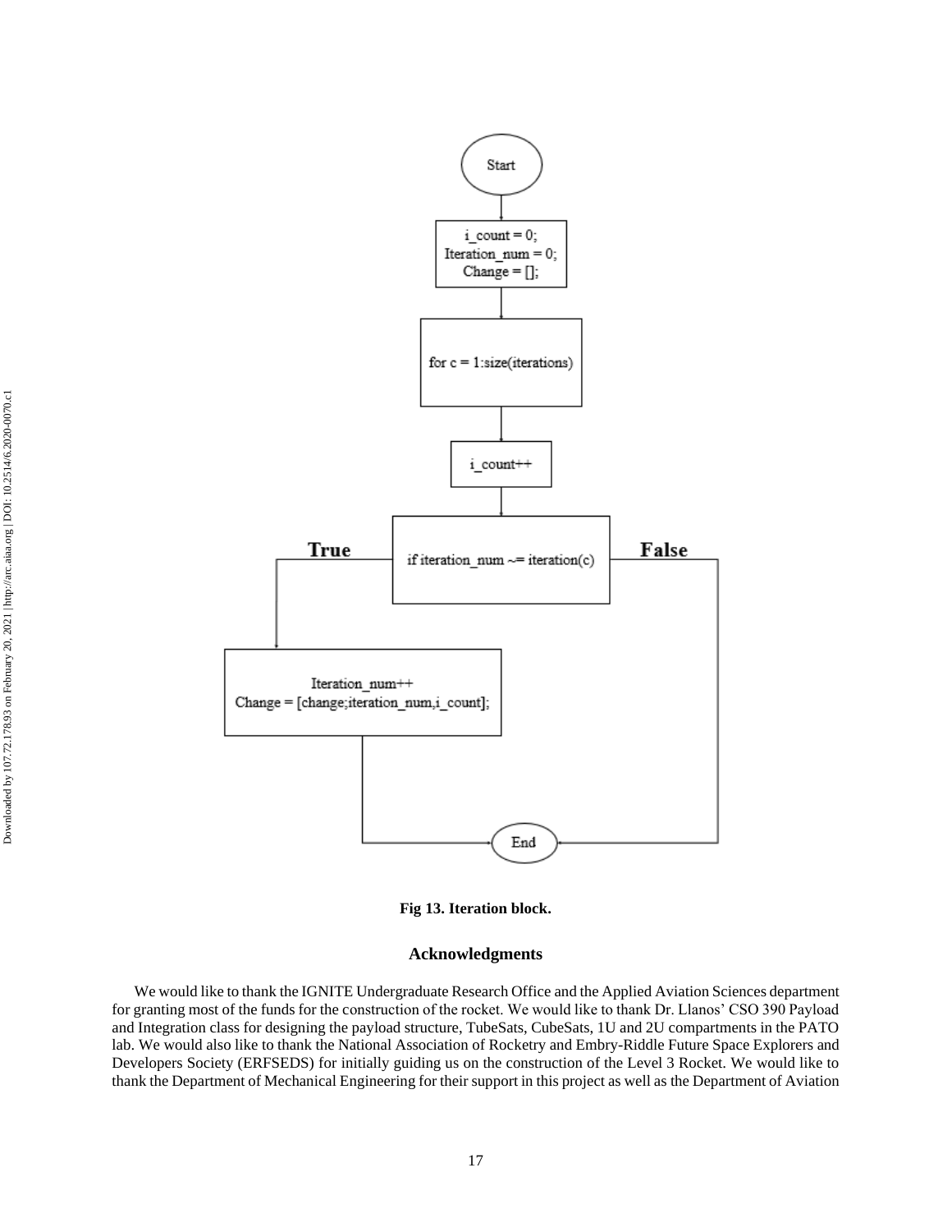Start

i_count = 0;
Iteration_num = 0;
Change = [];

for c = 1:size(iterations)

i_count++

if iteration_num ~= iteration(c)

**True**

Iteration_num++
Change = [change;iteration_num,i_count];

**False**

End

**Fig 13. Iteration block.**

## Acknowledgments

We would like to thank the IGNITE Undergraduate Research Office and the Applied Aviation Sciences department for granting most of the funds for the construction of the rocket. We would like to thank Dr. Llanos' CSO 390 Payload and Integration class for designing the payload structure, TubeSats, CubeSats, 1U and 2U compartments in the PATO lab. We would also like to thank the National Association of Rocketry and Embry-Riddle Future Space Explorers and Developers Society (ERFSEDS) for initially guiding us on the construction of the Level 3 Rocket. We would like to thank the Department of Mechanical Engineering for their support in this project as well as the Department of Aviation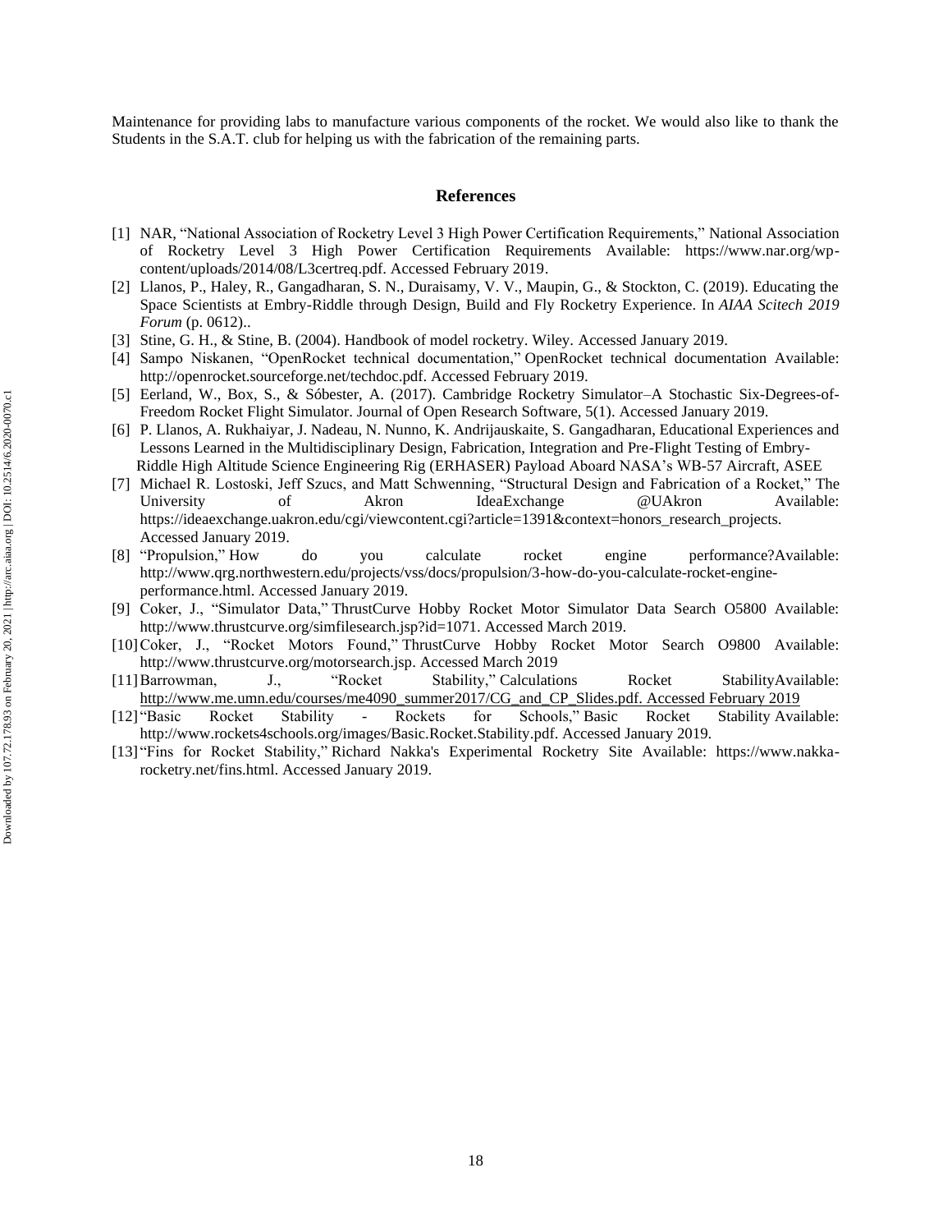Maintenance for providing labs to manufacture various components of the rocket. We would also like to thank the Students in the S.A.T. club for helping us with the fabrication of the remaining parts.

## References

[1] NAR, "National Association of Rocketry Level 3 High Power Certification Requirements," National Association of Rocketry Level 3 High Power Certification Requirements Available: https://www.nar.org/wp-content/uploads/2014/08/L3certreq.pdf. Accessed February 2019.

[2] Llanos, P., Haley, R., Gangadharan, S. N., Duraisamy, V. V., Maupin, G., & Stockton, C. (2019). Educating the Space Scientists at Embry-Riddle through Design, Build and Fly Rocketry Experience. In *AIAA Scitech 2019 Forum* (p. 0612)..

[3] Stine, G. H., & Stine, B. (2004). Handbook of model rocketry. Wiley. Accessed January 2019.

[4] Sampo Niskanen, "OpenRocket technical documentation," OpenRocket technical documentation Available: http://openrocket.sourceforge.net/techdoc.pdf. Accessed February 2019.

[5] Eerland, W., Box, S., & Sóbester, A. (2017). Cambridge Rocketry Simulator–A Stochastic Six-Degrees-of-Freedom Rocket Flight Simulator. Journal of Open Research Software, 5(1). Accessed January 2019.

[6] P. Llanos, A. Rukhaiyar, J. Nadeau, N. Nunno, K. Andrijauskaite, S. Gangadharan, Educational Experiences and Lessons Learned in the Multidisciplinary Design, Fabrication, Integration and Pre-Flight Testing of Embry-Riddle High Altitude Science Engineering Rig (ERHASER) Payload Aboard NASA's WB-57 Aircraft, ASEE

[7] Michael R. Lostoski, Jeff Szucs, and Matt Schwenning, "Structural Design and Fabrication of a Rocket," The University of Akron IdeaExchange @UAkron Available: https://ideaexchange.uakron.edu/cgi/viewcontent.cgi?article=1391&context=honors_research_projects. Accessed January 2019.

[8] "Propulsion," How do you calculate rocket engine performance?Available: http://www.qrg.northwestern.edu/projects/vss/docs/propulsion/3-how-do-you-calculate-rocket-engine-performance.html. Accessed January 2019.

[9] Coker, J., "Simulator Data," ThrustCurve Hobby Rocket Motor Simulator Data Search O5800 Available: http://www.thrustcurve.org/simfilesearch.jsp?id=1071. Accessed March 2019.

[10] Coker, J., "Rocket Motors Found," ThrustCurve Hobby Rocket Motor Search O9800 Available: http://www.thrustcurve.org/motorsearch.jsp. Accessed March 2019

[11] Barrowman, J., "Rocket Stability," Calculations Rocket StabilityAvailable: http://www.me.umn.edu/courses/me4090_summer2017/CG_and_CP_Slides.pdf. Accessed February 2019

[12] "Basic Rocket Stability - Rockets for Schools," Basic Rocket Stability Available: http://www.rockets4schools.org/images/Basic.Rocket.Stability.pdf. Accessed January 2019.

[13] "Fins for Rocket Stability," Richard Nakka's Experimental Rocketry Site Available: https://www.nakka-rocketry.net/fins.html. Accessed January 2019.